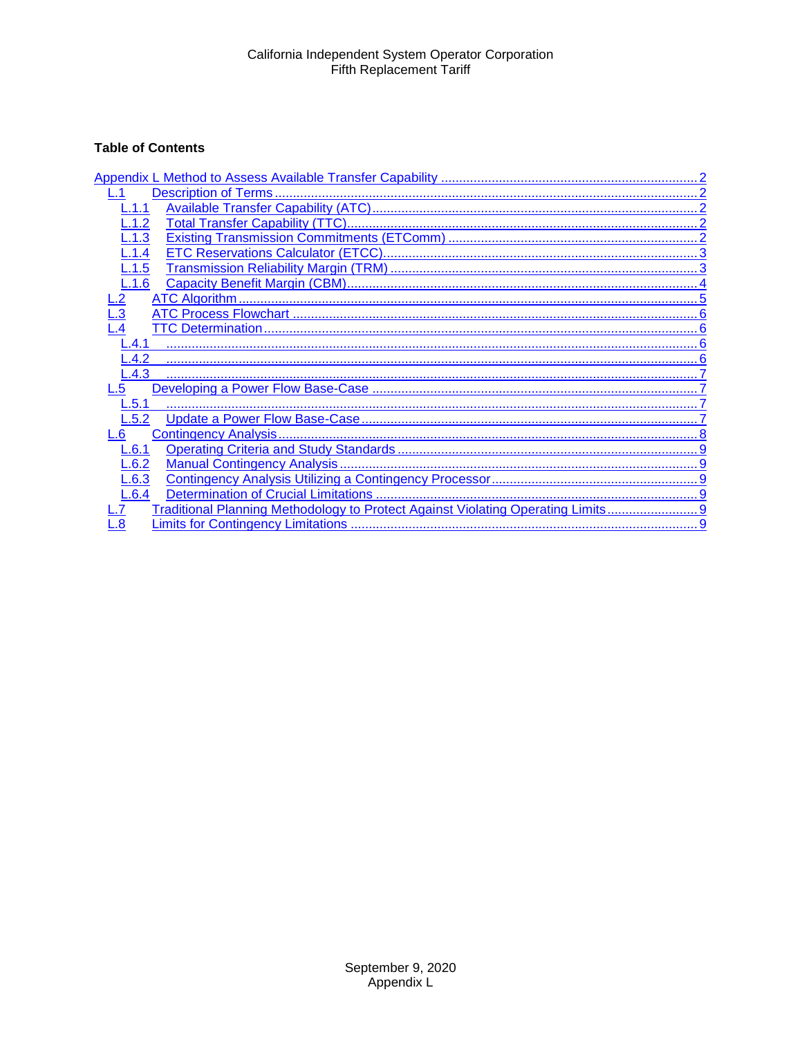**Table of Contents**

- Appendix L Method to Assess Available Transfer Capability .......... 2
  - L.1 Description of Terms .......... 2
    - L.1.1 Available Transfer Capability (ATC) .......... 2
    - L.1.2 Total Transfer Capability (TTC) .......... 2
    - L.1.3 Existing Transmission Commitments (ETComm) .......... 2
    - L.1.4 ETC Reservations Calculator (ETCC) .......... 3
    - L.1.5 Transmission Reliability Margin (TRM) .......... 3
    - L.1.6 Capacity Benefit Margin (CBM) .......... 4
  - L.2 ATC Algorithm .......... 5
  - L.3 ATC Process Flowchart .......... 6
  - L.4 TTC Determination .......... 6
    - L.4.1 .......... 6
    - L.4.2 .......... 6
    - L.4.3 .......... 7
  - L.5 Developing a Power Flow Base-Case .......... 7
    - L.5.1 .......... 7
    - L.5.2 Update a Power Flow Base-Case .......... 7
  - L.6 Contingency Analysis .......... 8
    - L.6.1 Operating Criteria and Study Standards .......... 9
    - L.6.2 Manual Contingency Analysis .......... 9
    - L.6.3 Contingency Analysis Utilizing a Contingency Processor .......... 9
    - L.6.4 Determination of Crucial Limitations .......... 9
  - L.7 Traditional Planning Methodology to Protect Against Violating Operating Limits .......... 9
  - L.8 Limits for Contingency Limitations .......... 9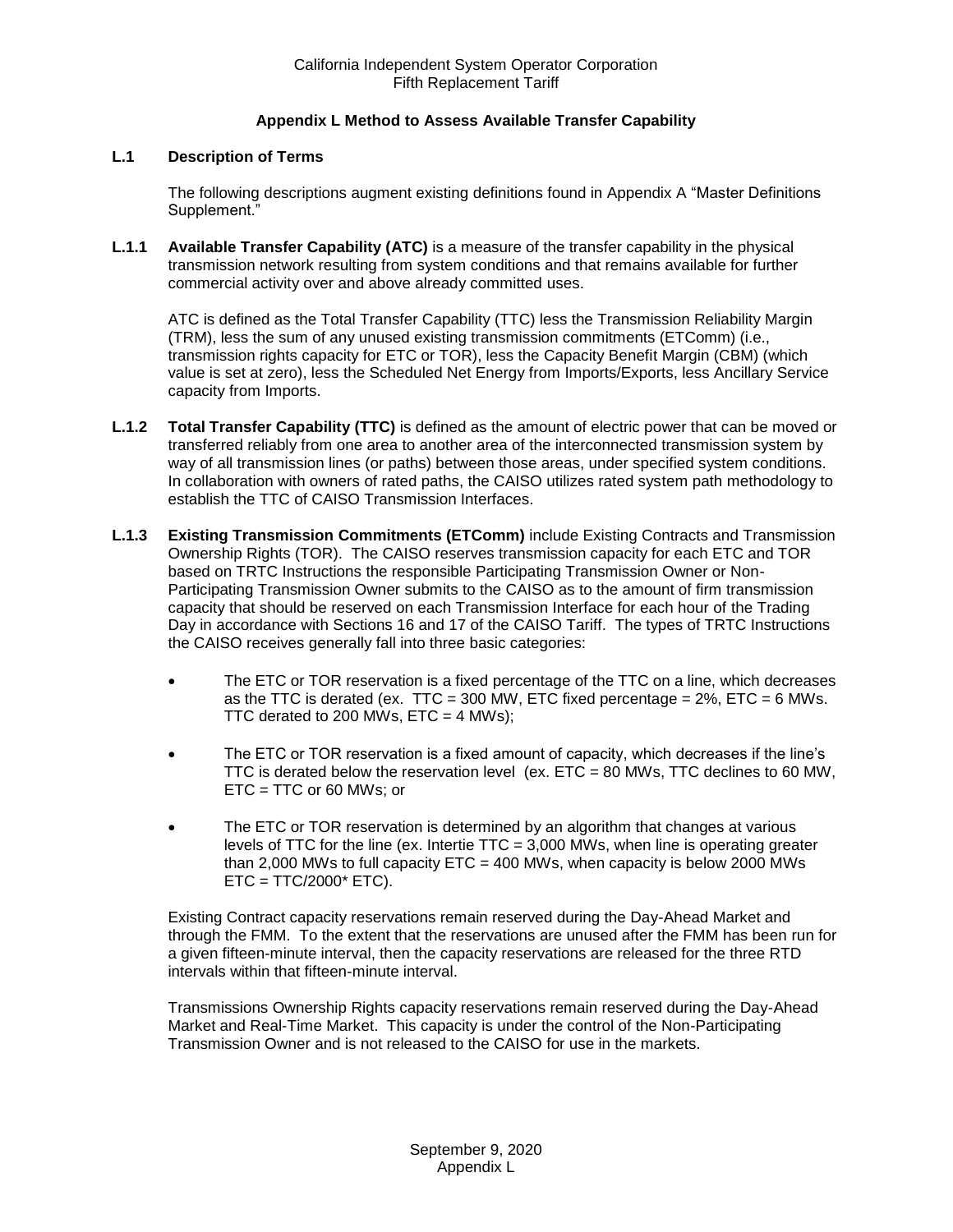California Independent System Operator Corporation
Fifth Replacement Tariff

## Appendix L Method to Assess Available Transfer Capability

### L.1 Description of Terms

The following descriptions augment existing definitions found in Appendix A "Master Definitions Supplement."

**L.1.1 Available Transfer Capability (ATC)** is a measure of the transfer capability in the physical transmission network resulting from system conditions and that remains available for further commercial activity over and above already committed uses.

ATC is defined as the Total Transfer Capability (TTC) less the Transmission Reliability Margin (TRM), less the sum of any unused existing transmission commitments (ETComm) (i.e., transmission rights capacity for ETC or TOR), less the Capacity Benefit Margin (CBM) (which value is set at zero), less the Scheduled Net Energy from Imports/Exports, less Ancillary Service capacity from Imports.

**L.1.2 Total Transfer Capability (TTC)** is defined as the amount of electric power that can be moved or transferred reliably from one area to another area of the interconnected transmission system by way of all transmission lines (or paths) between those areas, under specified system conditions. In collaboration with owners of rated paths, the CAISO utilizes rated system path methodology to establish the TTC of CAISO Transmission Interfaces.

**L.1.3 Existing Transmission Commitments (ETComm)** include Existing Contracts and Transmission Ownership Rights (TOR). The CAISO reserves transmission capacity for each ETC and TOR based on TRTC Instructions the responsible Participating Transmission Owner or Non-Participating Transmission Owner submits to the CAISO as to the amount of firm transmission capacity that should be reserved on each Transmission Interface for each hour of the Trading Day in accordance with Sections 16 and 17 of the CAISO Tariff. The types of TRTC Instructions the CAISO receives generally fall into three basic categories:

- The ETC or TOR reservation is a fixed percentage of the TTC on a line, which decreases as the TTC is derated (ex. TTC = 300 MW, ETC fixed percentage = 2%, ETC = 6 MWs. TTC derated to 200 MWs, ETC = 4 MWs);
- The ETC or TOR reservation is a fixed amount of capacity, which decreases if the line's TTC is derated below the reservation level (ex. ETC = 80 MWs, TTC declines to 60 MW, ETC = TTC or 60 MWs; or
- The ETC or TOR reservation is determined by an algorithm that changes at various levels of TTC for the line (ex. Intertie TTC = 3,000 MWs, when line is operating greater than 2,000 MWs to full capacity ETC = 400 MWs, when capacity is below 2000 MWs ETC = TTC/2000* ETC).

Existing Contract capacity reservations remain reserved during the Day-Ahead Market and through the FMM. To the extent that the reservations are unused after the FMM has been run for a given fifteen-minute interval, then the capacity reservations are released for the three RTD intervals within that fifteen-minute interval.

Transmissions Ownership Rights capacity reservations remain reserved during the Day-Ahead Market and Real-Time Market. This capacity is under the control of the Non-Participating Transmission Owner and is not released to the CAISO for use in the markets.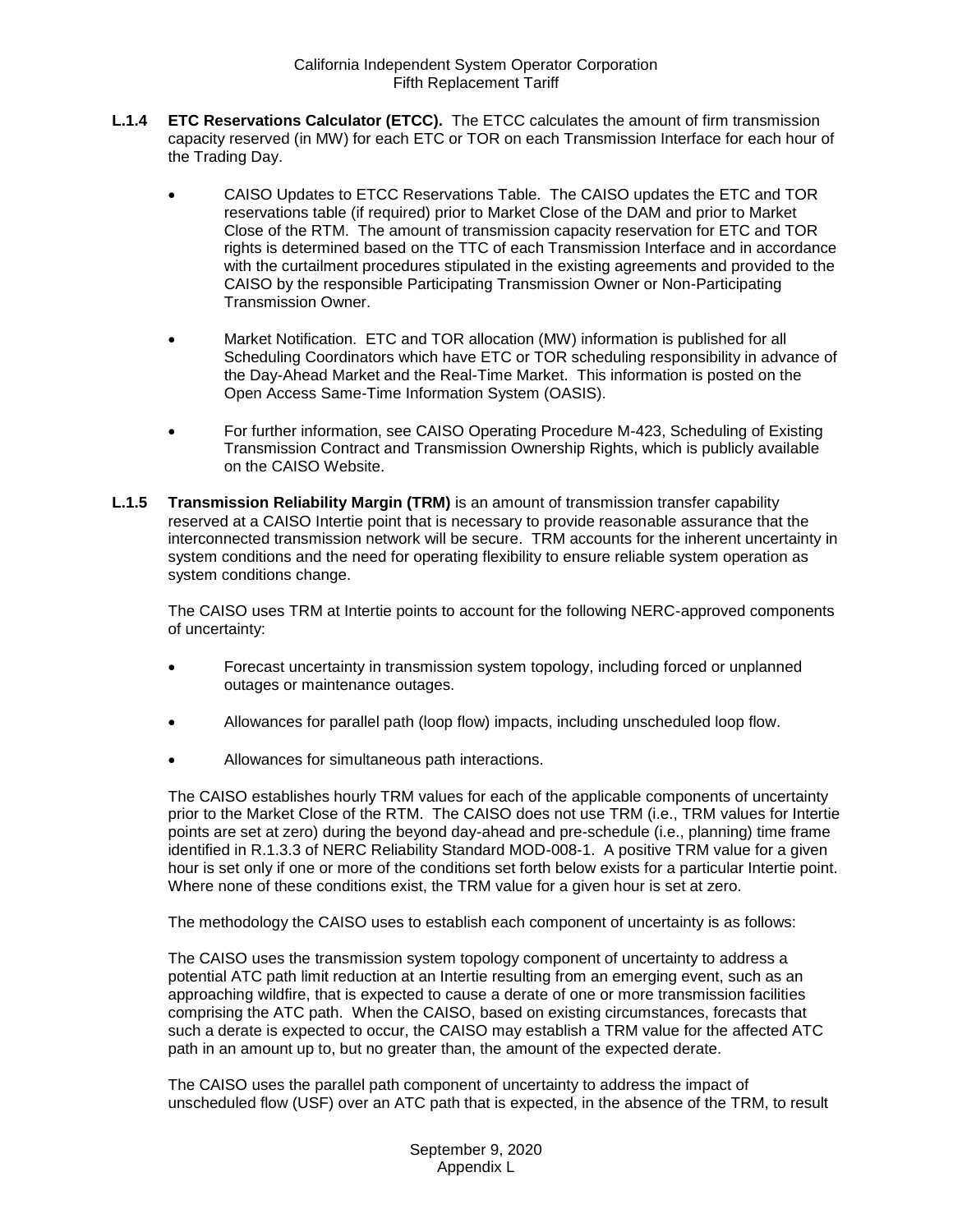**L.1.4 ETC Reservations Calculator (ETCC).** The ETCC calculates the amount of firm transmission capacity reserved (in MW) for each ETC or TOR on each Transmission Interface for each hour of the Trading Day.

- CAISO Updates to ETCC Reservations Table. The CAISO updates the ETC and TOR reservations table (if required) prior to Market Close of the DAM and prior to Market Close of the RTM. The amount of transmission capacity reservation for ETC and TOR rights is determined based on the TTC of each Transmission Interface and in accordance with the curtailment procedures stipulated in the existing agreements and provided to the CAISO by the responsible Participating Transmission Owner or Non-Participating Transmission Owner.

- Market Notification. ETC and TOR allocation (MW) information is published for all Scheduling Coordinators which have ETC or TOR scheduling responsibility in advance of the Day-Ahead Market and the Real-Time Market. This information is posted on the Open Access Same-Time Information System (OASIS).

- For further information, see CAISO Operating Procedure M-423, Scheduling of Existing Transmission Contract and Transmission Ownership Rights, which is publicly available on the CAISO Website.

**L.1.5 Transmission Reliability Margin (TRM)** is an amount of transmission transfer capability reserved at a CAISO Intertie point that is necessary to provide reasonable assurance that the interconnected transmission network will be secure. TRM accounts for the inherent uncertainty in system conditions and the need for operating flexibility to ensure reliable system operation as system conditions change.

The CAISO uses TRM at Intertie points to account for the following NERC-approved components of uncertainty:

- Forecast uncertainty in transmission system topology, including forced or unplanned outages or maintenance outages.

- Allowances for parallel path (loop flow) impacts, including unscheduled loop flow.

- Allowances for simultaneous path interactions.

The CAISO establishes hourly TRM values for each of the applicable components of uncertainty prior to the Market Close of the RTM. The CAISO does not use TRM (i.e., TRM values for Intertie points are set at zero) during the beyond day-ahead and pre-schedule (i.e., planning) time frame identified in R.1.3.3 of NERC Reliability Standard MOD-008-1. A positive TRM value for a given hour is set only if one or more of the conditions set forth below exists for a particular Intertie point. Where none of these conditions exist, the TRM value for a given hour is set at zero.

The methodology the CAISO uses to establish each component of uncertainty is as follows:

The CAISO uses the transmission system topology component of uncertainty to address a potential ATC path limit reduction at an Intertie resulting from an emerging event, such as an approaching wildfire, that is expected to cause a derate of one or more transmission facilities comprising the ATC path. When the CAISO, based on existing circumstances, forecasts that such a derate is expected to occur, the CAISO may establish a TRM value for the affected ATC path in an amount up to, but no greater than, the amount of the expected derate.

The CAISO uses the parallel path component of uncertainty to address the impact of unscheduled flow (USF) over an ATC path that is expected, in the absence of the TRM, to result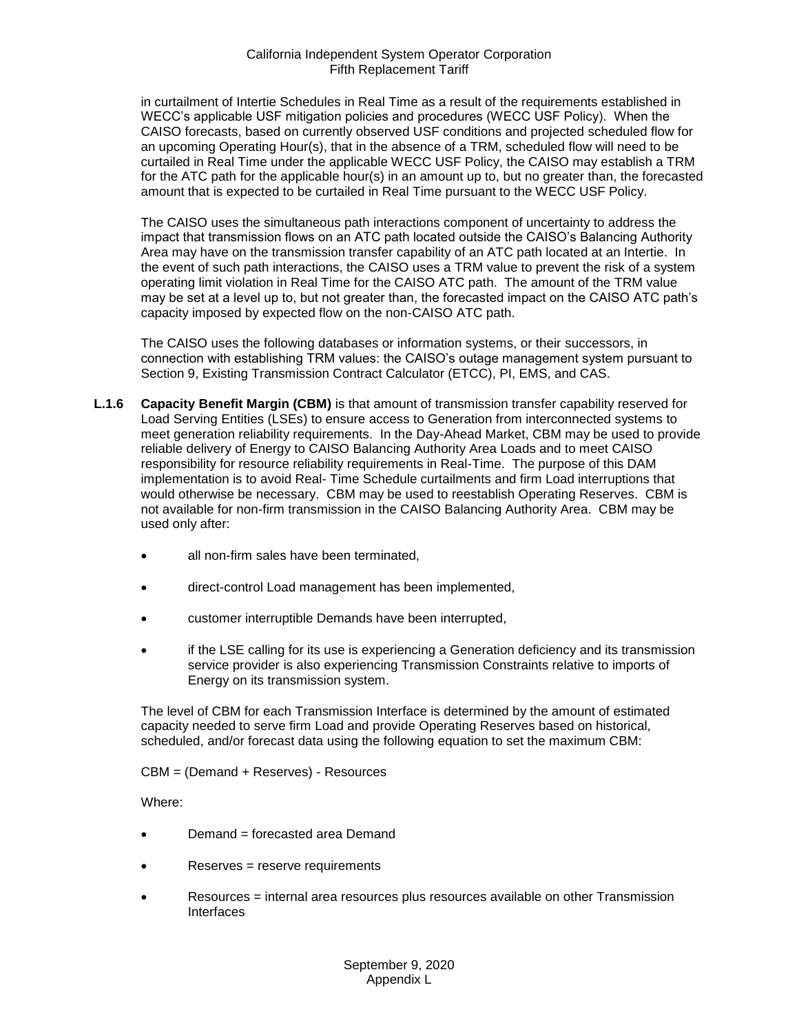in curtailment of Intertie Schedules in Real Time as a result of the requirements established in WECC's applicable USF mitigation policies and procedures (WECC USF Policy). When the CAISO forecasts, based on currently observed USF conditions and projected scheduled flow for an upcoming Operating Hour(s), that in the absence of a TRM, scheduled flow will need to be curtailed in Real Time under the applicable WECC USF Policy, the CAISO may establish a TRM for the ATC path for the applicable hour(s) in an amount up to, but no greater than, the forecasted amount that is expected to be curtailed in Real Time pursuant to the WECC USF Policy.

The CAISO uses the simultaneous path interactions component of uncertainty to address the impact that transmission flows on an ATC path located outside the CAISO's Balancing Authority Area may have on the transmission transfer capability of an ATC path located at an Intertie. In the event of such path interactions, the CAISO uses a TRM value to prevent the risk of a system operating limit violation in Real Time for the CAISO ATC path. The amount of the TRM value may be set at a level up to, but not greater than, the forecasted impact on the CAISO ATC path's capacity imposed by expected flow on the non-CAISO ATC path.

The CAISO uses the following databases or information systems, or their successors, in connection with establishing TRM values: the CAISO's outage management system pursuant to Section 9, Existing Transmission Contract Calculator (ETCC), PI, EMS, and CAS.

**L.1.6 Capacity Benefit Margin (CBM)** is that amount of transmission transfer capability reserved for Load Serving Entities (LSEs) to ensure access to Generation from interconnected systems to meet generation reliability requirements. In the Day-Ahead Market, CBM may be used to provide reliable delivery of Energy to CAISO Balancing Authority Area Loads and to meet CAISO responsibility for resource reliability requirements in Real-Time. The purpose of this DAM implementation is to avoid Real- Time Schedule curtailments and firm Load interruptions that would otherwise be necessary. CBM may be used to reestablish Operating Reserves. CBM is not available for non-firm transmission in the CAISO Balancing Authority Area. CBM may be used only after:

- all non-firm sales have been terminated,
- direct-control Load management has been implemented,
- customer interruptible Demands have been interrupted,
- if the LSE calling for its use is experiencing a Generation deficiency and its transmission service provider is also experiencing Transmission Constraints relative to imports of Energy on its transmission system.

The level of CBM for each Transmission Interface is determined by the amount of estimated capacity needed to serve firm Load and provide Operating Reserves based on historical, scheduled, and/or forecast data using the following equation to set the maximum CBM:

CBM = (Demand + Reserves) - Resources

Where:

- Demand = forecasted area Demand
- Reserves = reserve requirements
- Resources = internal area resources plus resources available on other Transmission Interfaces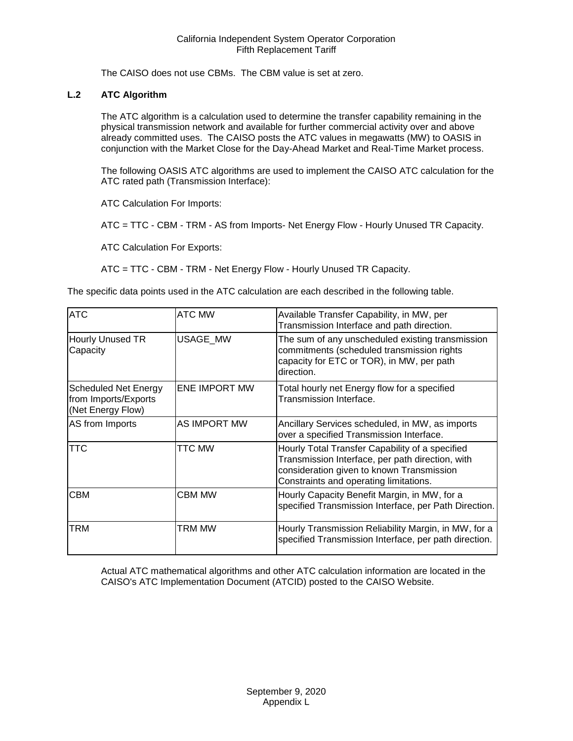The CAISO does not use CBMs. The CBM value is set at zero.

### L.2 ATC Algorithm

The ATC algorithm is a calculation used to determine the transfer capability remaining in the physical transmission network and available for further commercial activity over and above already committed uses. The CAISO posts the ATC values in megawatts (MW) to OASIS in conjunction with the Market Close for the Day-Ahead Market and Real-Time Market process.

The following OASIS ATC algorithms are used to implement the CAISO ATC calculation for the ATC rated path (Transmission Interface):

ATC Calculation For Imports:

ATC = TTC - CBM - TRM - AS from Imports- Net Energy Flow - Hourly Unused TR Capacity.

ATC Calculation For Exports:

ATC = TTC - CBM - TRM - Net Energy Flow - Hourly Unused TR Capacity.

The specific data points used in the ATC calculation are each described in the following table.

| | | |
|---|---|---|
| ATC | ATC MW | Available Transfer Capability, in MW, per Transmission Interface and path direction. |
| Hourly Unused TR Capacity | USAGE_MW | The sum of any unscheduled existing transmission commitments (scheduled transmission rights capacity for ETC or TOR), in MW, per path direction. |
| Scheduled Net Energy from Imports/Exports (Net Energy Flow) | ENE IMPORT MW | Total hourly net Energy flow for a specified Transmission Interface. |
| AS from Imports | AS IMPORT MW | Ancillary Services scheduled, in MW, as imports over a specified Transmission Interface. |
| TTC | TTC MW | Hourly Total Transfer Capability of a specified Transmission Interface, per path direction, with consideration given to known Transmission Constraints and operating limitations. |
| CBM | CBM MW | Hourly Capacity Benefit Margin, in MW, for a specified Transmission Interface, per Path Direction. |
| TRM | TRM MW | Hourly Transmission Reliability Margin, in MW, for a specified Transmission Interface, per path direction. |

Actual ATC mathematical algorithms and other ATC calculation information are located in the CAISO's ATC Implementation Document (ATCID) posted to the CAISO Website.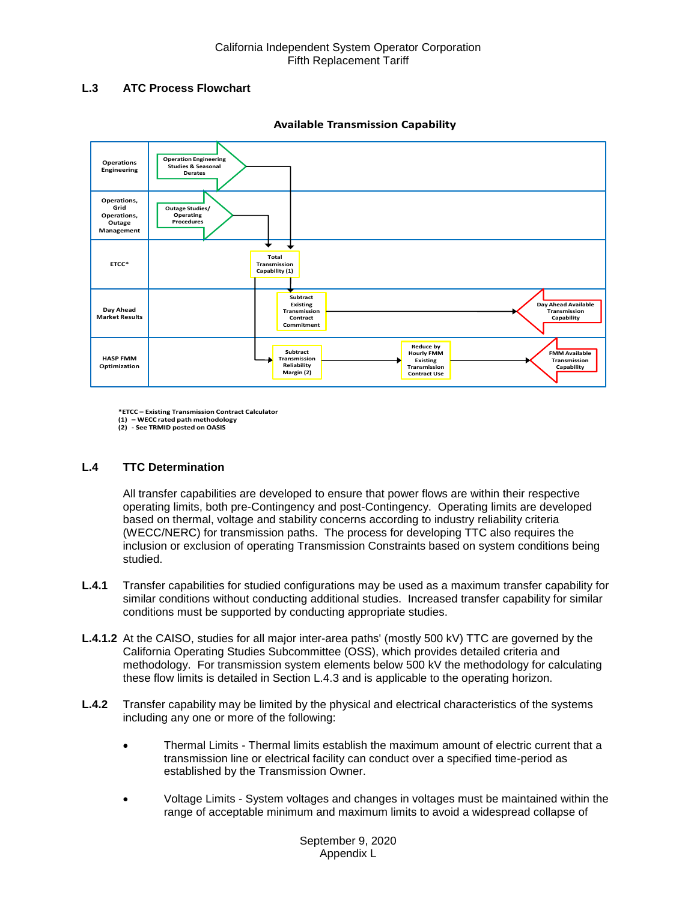## L.3 ATC Process Flowchart

**Available Transmission Capability**

| Operations Engineering | Operation Engineering Studies & Seasonal Derates |
|---|---|
| Operations, Grid Operations, Outage Management | Outage Studies/ Operating Procedures |
| ETCC* | Total Transmission Capability (1) |
| Day Ahead Market Results | Subtract Existing Transmission Contract Commitment → Day Ahead Available Transmission Capability |
| HASP FMM Optimization | Subtract Transmission Reliability Margin (2) → Reduce by Hourly FMM Existing Transmission Contract Use → FMM Available Transmission Capability |

*ETCC – Existing Transmission Contract Calculator
(1) – WECC rated path methodology
(2) - See TRMID posted on OASIS

## L.4 TTC Determination

All transfer capabilities are developed to ensure that power flows are within their respective operating limits, both pre-Contingency and post-Contingency. Operating limits are developed based on thermal, voltage and stability concerns according to industry reliability criteria (WECC/NERC) for transmission paths. The process for developing TTC also requires the inclusion or exclusion of operating Transmission Constraints based on system conditions being studied.

**L.4.1** Transfer capabilities for studied configurations may be used as a maximum transfer capability for similar conditions without conducting additional studies. Increased transfer capability for similar conditions must be supported by conducting appropriate studies.

**L.4.1.2** At the CAISO, studies for all major inter-area paths' (mostly 500 kV) TTC are governed by the California Operating Studies Subcommittee (OSS), which provides detailed criteria and methodology. For transmission system elements below 500 kV the methodology for calculating these flow limits is detailed in Section L.4.3 and is applicable to the operating horizon.

**L.4.2** Transfer capability may be limited by the physical and electrical characteristics of the systems including any one or more of the following:

- Thermal Limits - Thermal limits establish the maximum amount of electric current that a transmission line or electrical facility can conduct over a specified time-period as established by the Transmission Owner.
- Voltage Limits - System voltages and changes in voltages must be maintained within the range of acceptable minimum and maximum limits to avoid a widespread collapse of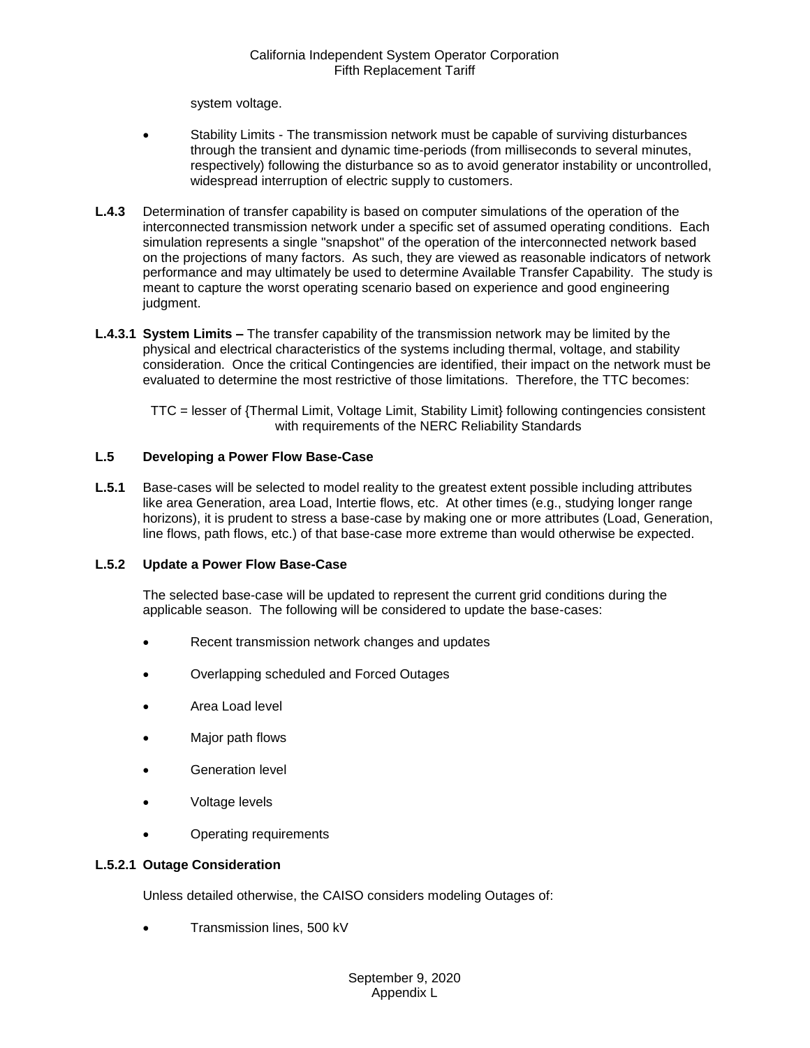system voltage.

- Stability Limits - The transmission network must be capable of surviving disturbances through the transient and dynamic time-periods (from milliseconds to several minutes, respectively) following the disturbance so as to avoid generator instability or uncontrolled, widespread interruption of electric supply to customers.

**L.4.3** Determination of transfer capability is based on computer simulations of the operation of the interconnected transmission network under a specific set of assumed operating conditions. Each simulation represents a single "snapshot" of the operation of the interconnected network based on the projections of many factors. As such, they are viewed as reasonable indicators of network performance and may ultimately be used to determine Available Transfer Capability. The study is meant to capture the worst operating scenario based on experience and good engineering judgment.

**L.4.3.1 System Limits –** The transfer capability of the transmission network may be limited by the physical and electrical characteristics of the systems including thermal, voltage, and stability consideration. Once the critical Contingencies are identified, their impact on the network must be evaluated to determine the most restrictive of those limitations. Therefore, the TTC becomes:

TTC = lesser of {Thermal Limit, Voltage Limit, Stability Limit} following contingencies consistent with requirements of the NERC Reliability Standards

## L.5 Developing a Power Flow Base-Case

**L.5.1** Base-cases will be selected to model reality to the greatest extent possible including attributes like area Generation, area Load, Intertie flows, etc. At other times (e.g., studying longer range horizons), it is prudent to stress a base-case by making one or more attributes (Load, Generation, line flows, path flows, etc.) of that base-case more extreme than would otherwise be expected.

### L.5.2 Update a Power Flow Base-Case

The selected base-case will be updated to represent the current grid conditions during the applicable season. The following will be considered to update the base-cases:

- Recent transmission network changes and updates
- Overlapping scheduled and Forced Outages
- Area Load level
- Major path flows
- Generation level
- Voltage levels
- Operating requirements

#### L.5.2.1 Outage Consideration

Unless detailed otherwise, the CAISO considers modeling Outages of:

- Transmission lines, 500 kV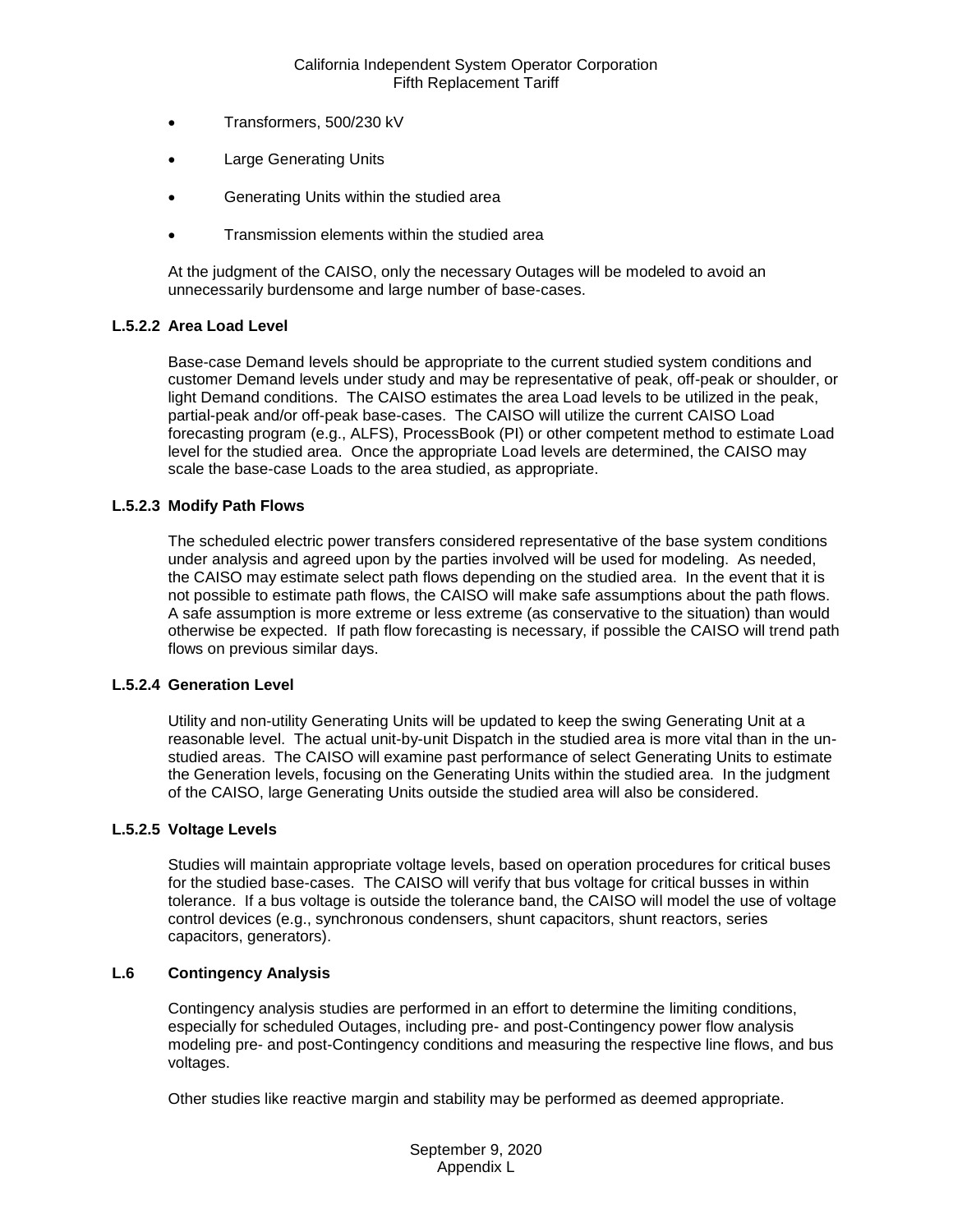- Transformers, 500/230 kV
- Large Generating Units
- Generating Units within the studied area
- Transmission elements within the studied area

At the judgment of the CAISO, only the necessary Outages will be modeled to avoid an unnecessarily burdensome and large number of base-cases.

### L.5.2.2 Area Load Level

Base-case Demand levels should be appropriate to the current studied system conditions and customer Demand levels under study and may be representative of peak, off-peak or shoulder, or light Demand conditions. The CAISO estimates the area Load levels to be utilized in the peak, partial-peak and/or off-peak base-cases. The CAISO will utilize the current CAISO Load forecasting program (e.g., ALFS), ProcessBook (PI) or other competent method to estimate Load level for the studied area. Once the appropriate Load levels are determined, the CAISO may scale the base-case Loads to the area studied, as appropriate.

### L.5.2.3 Modify Path Flows

The scheduled electric power transfers considered representative of the base system conditions under analysis and agreed upon by the parties involved will be used for modeling. As needed, the CAISO may estimate select path flows depending on the studied area. In the event that it is not possible to estimate path flows, the CAISO will make safe assumptions about the path flows. A safe assumption is more extreme or less extreme (as conservative to the situation) than would otherwise be expected. If path flow forecasting is necessary, if possible the CAISO will trend path flows on previous similar days.

### L.5.2.4 Generation Level

Utility and non-utility Generating Units will be updated to keep the swing Generating Unit at a reasonable level. The actual unit-by-unit Dispatch in the studied area is more vital than in the un-studied areas. The CAISO will examine past performance of select Generating Units to estimate the Generation levels, focusing on the Generating Units within the studied area. In the judgment of the CAISO, large Generating Units outside the studied area will also be considered.

### L.5.2.5 Voltage Levels

Studies will maintain appropriate voltage levels, based on operation procedures for critical buses for the studied base-cases. The CAISO will verify that bus voltage for critical busses in within tolerance. If a bus voltage is outside the tolerance band, the CAISO will model the use of voltage control devices (e.g., synchronous condensers, shunt capacitors, shunt reactors, series capacitors, generators).

## L.6 Contingency Analysis

Contingency analysis studies are performed in an effort to determine the limiting conditions, especially for scheduled Outages, including pre- and post-Contingency power flow analysis modeling pre- and post-Contingency conditions and measuring the respective line flows, and bus voltages.

Other studies like reactive margin and stability may be performed as deemed appropriate.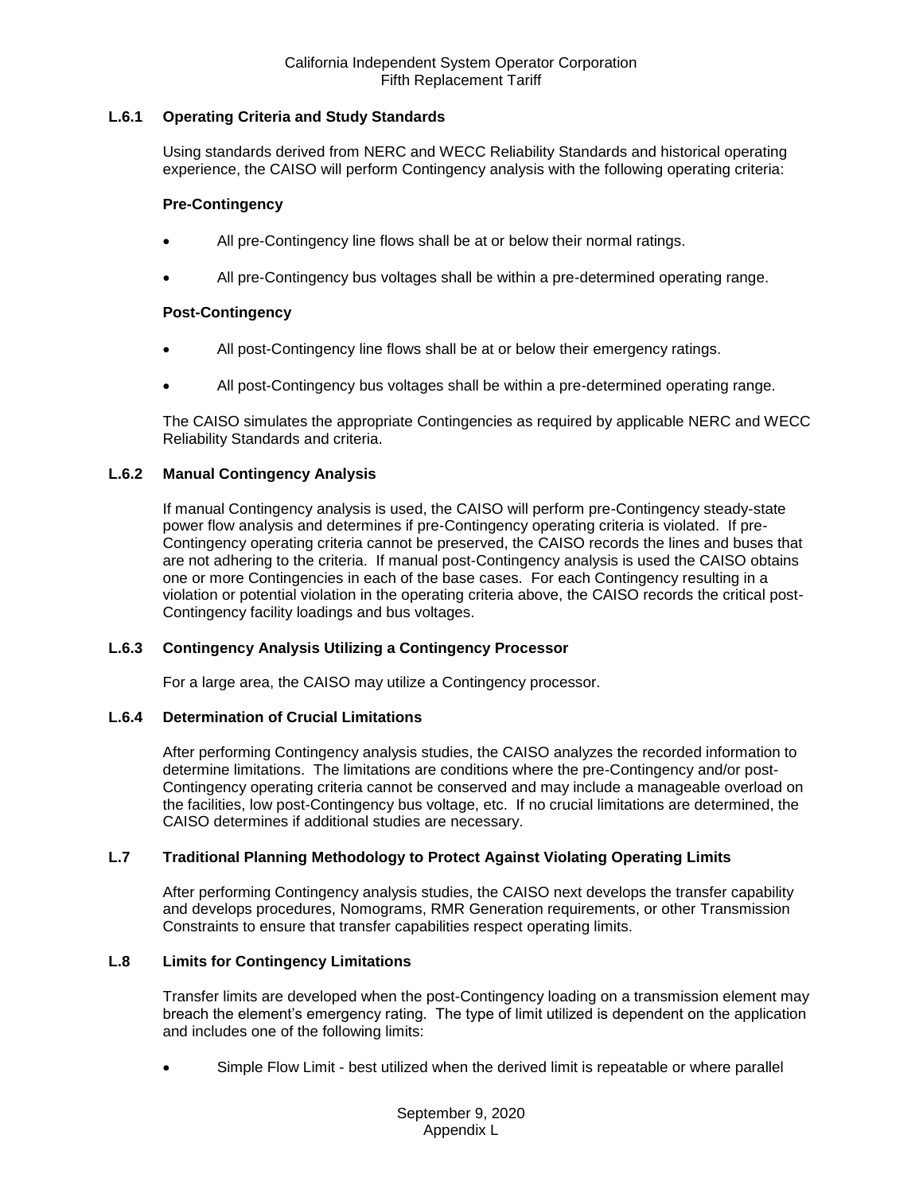### L.6.1 Operating Criteria and Study Standards

Using standards derived from NERC and WECC Reliability Standards and historical operating experience, the CAISO will perform Contingency analysis with the following operating criteria:

**Pre-Contingency**

- All pre-Contingency line flows shall be at or below their normal ratings.
- All pre-Contingency bus voltages shall be within a pre-determined operating range.

**Post-Contingency**

- All post-Contingency line flows shall be at or below their emergency ratings.
- All post-Contingency bus voltages shall be within a pre-determined operating range.

The CAISO simulates the appropriate Contingencies as required by applicable NERC and WECC Reliability Standards and criteria.

### L.6.2 Manual Contingency Analysis

If manual Contingency analysis is used, the CAISO will perform pre-Contingency steady-state power flow analysis and determines if pre-Contingency operating criteria is violated. If pre-Contingency operating criteria cannot be preserved, the CAISO records the lines and buses that are not adhering to the criteria. If manual post-Contingency analysis is used the CAISO obtains one or more Contingencies in each of the base cases. For each Contingency resulting in a violation or potential violation in the operating criteria above, the CAISO records the critical post-Contingency facility loadings and bus voltages.

### L.6.3 Contingency Analysis Utilizing a Contingency Processor

For a large area, the CAISO may utilize a Contingency processor.

### L.6.4 Determination of Crucial Limitations

After performing Contingency analysis studies, the CAISO analyzes the recorded information to determine limitations. The limitations are conditions where the pre-Contingency and/or post-Contingency operating criteria cannot be conserved and may include a manageable overload on the facilities, low post-Contingency bus voltage, etc. If no crucial limitations are determined, the CAISO determines if additional studies are necessary.

## L.7 Traditional Planning Methodology to Protect Against Violating Operating Limits

After performing Contingency analysis studies, the CAISO next develops the transfer capability and develops procedures, Nomograms, RMR Generation requirements, or other Transmission Constraints to ensure that transfer capabilities respect operating limits.

## L.8 Limits for Contingency Limitations

Transfer limits are developed when the post-Contingency loading on a transmission element may breach the element's emergency rating. The type of limit utilized is dependent on the application and includes one of the following limits:

- Simple Flow Limit - best utilized when the derived limit is repeatable or where parallel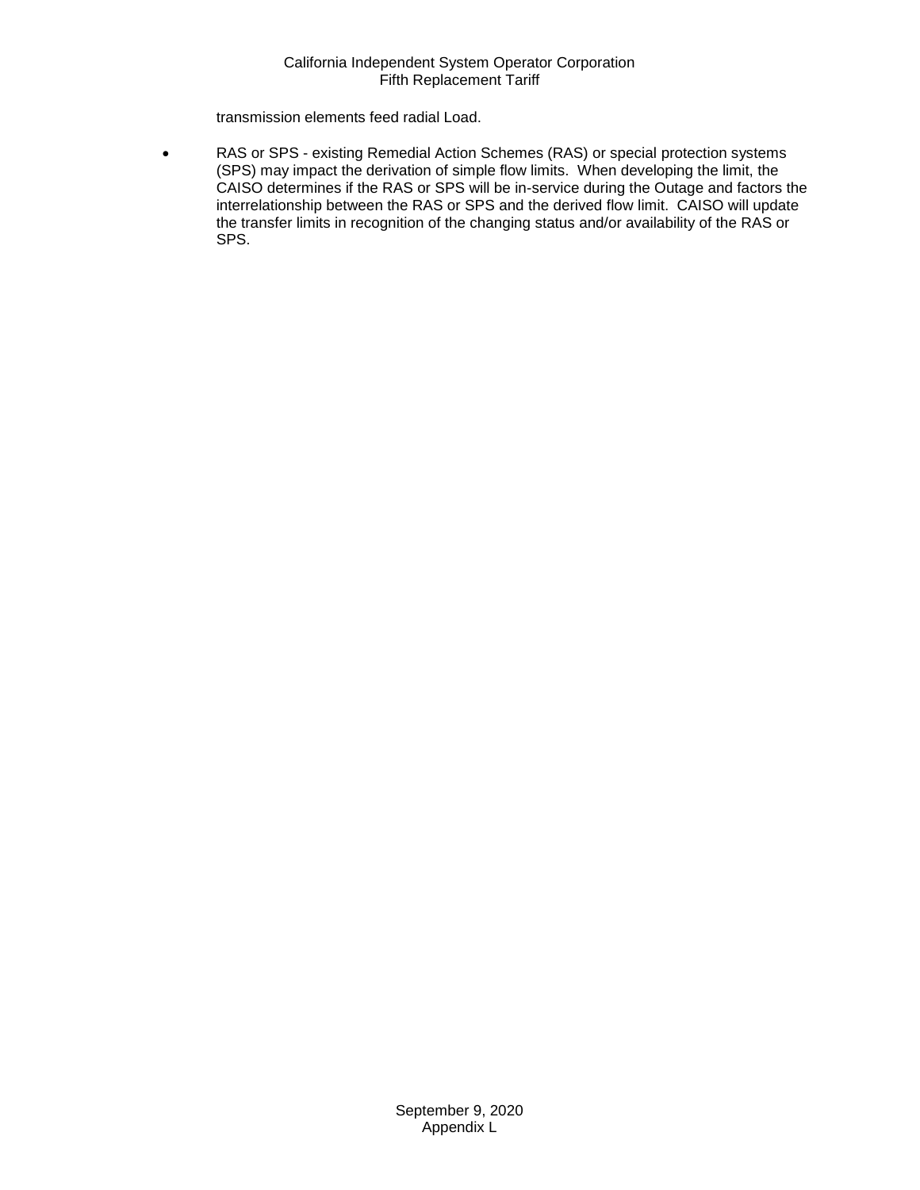transmission elements feed radial Load.

- RAS or SPS - existing Remedial Action Schemes (RAS) or special protection systems (SPS) may impact the derivation of simple flow limits. When developing the limit, the CAISO determines if the RAS or SPS will be in-service during the Outage and factors the interrelationship between the RAS or SPS and the derived flow limit. CAISO will update the transfer limits in recognition of the changing status and/or availability of the RAS or SPS.